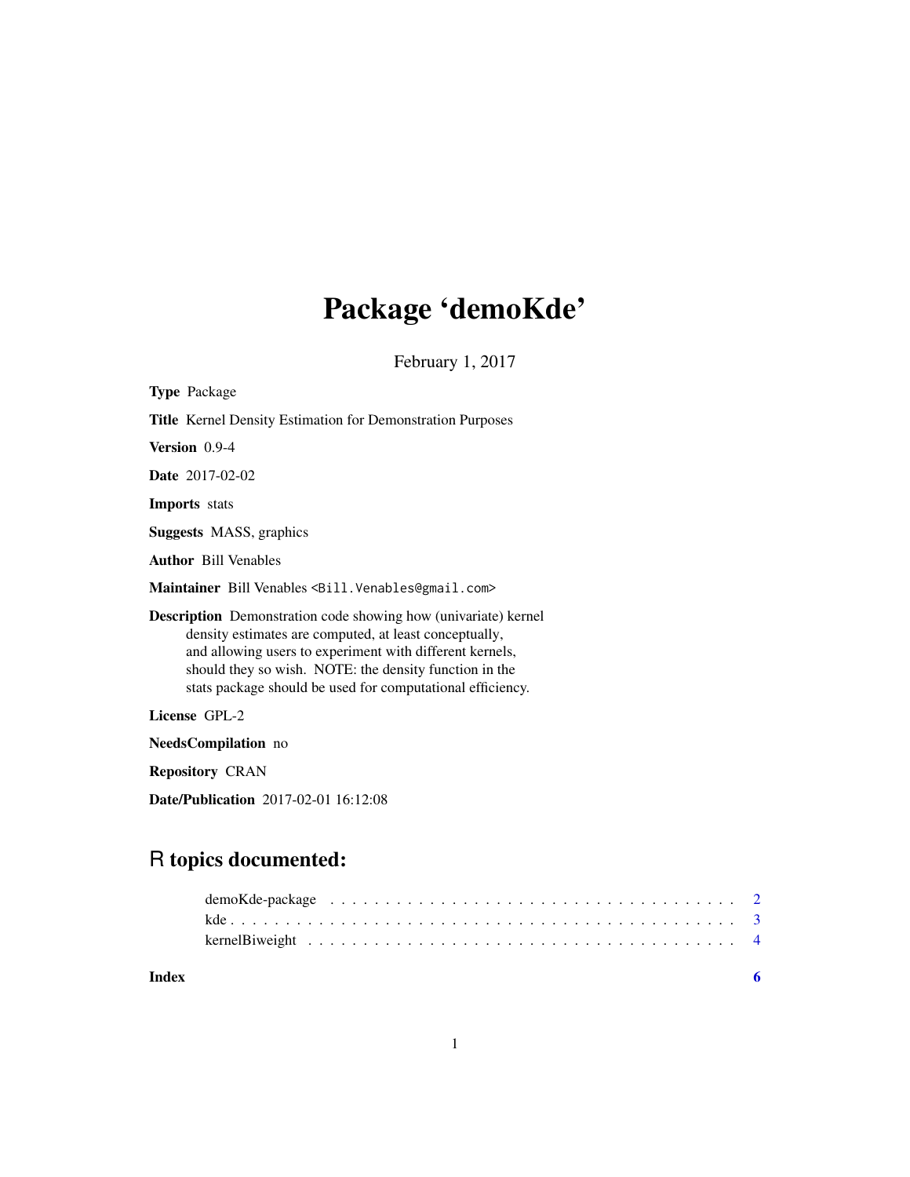# Package 'demoKde'

February 1, 2017

**Type** Package

**Title** Kernel Density Estimation for Demonstration Purposes

**Version** 0.9-4

**Date** 2017-02-02

**Imports** stats

**Suggests** MASS, graphics

**Author** Bill Venables

**Maintainer** Bill Venables <Bill.Venables@gmail.com>

**Description** Demonstration code showing how (univariate) kernel density estimates are computed, at least conceptually, and allowing users to experiment with different kernels, should they so wish. NOTE: the density function in the stats package should be used for computational efficiency.

**License** GPL-2

**NeedsCompilation** no

**Repository** CRAN

**Date/Publication** 2017-02-01 16:12:08

## R topics documented:

demoKde-package . . . . . . . . . . . . . . . . . . . . . . . . . . . . . . . . . . . . 2
kde . . . . . . . . . . . . . . . . . . . . . . . . . . . . . . . . . . . . . . . . . . . 3
kernelBiweight . . . . . . . . . . . . . . . . . . . . . . . . . . . . . . . . . . . . 4

**Index** **6**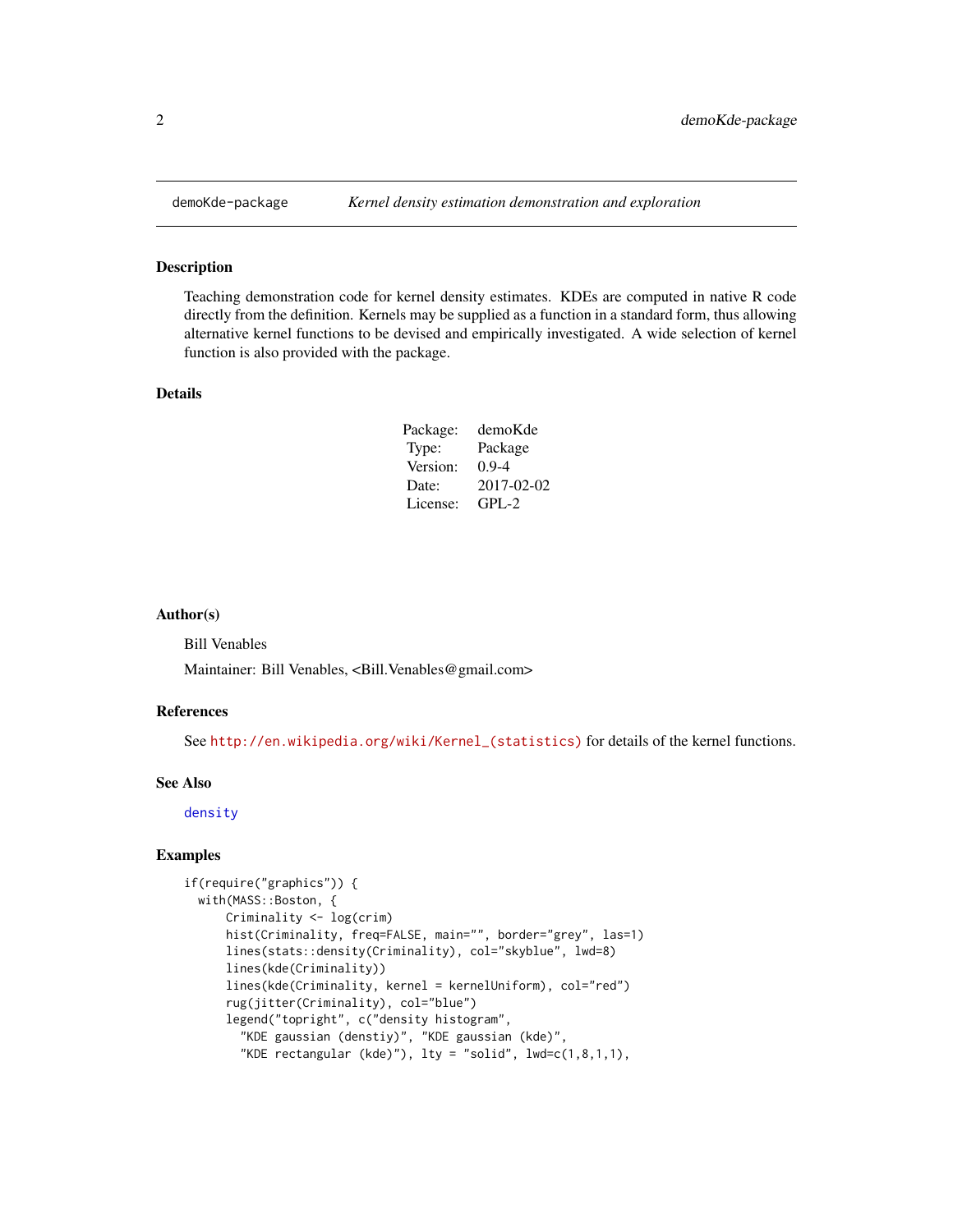# demoKde-package — *Kernel density estimation demonstration and exploration*

## Description

Teaching demonstration code for kernel density estimates. KDEs are computed in native R code directly from the definition. Kernels may be supplied as a function in a standard form, thus allowing alternative kernel functions to be devised and empirically investigated. A wide selection of kernel function is also provided with the package.

## Details

| | |
|---|---|
| Package: | demoKde |
| Type: | Package |
| Version: | 0.9-4 |
| Date: | 2017-02-02 |
| License: | GPL-2 |

## Author(s)

Bill Venables

Maintainer: Bill Venables, <Bill.Venables@gmail.com>

## References

See http://en.wikipedia.org/wiki/Kernel_(statistics) for details of the kernel functions.

## See Also

density

## Examples

```
if(require("graphics")) {
  with(MASS::Boston, {
      Criminality <- log(crim)
      hist(Criminality, freq=FALSE, main="", border="grey", las=1)
      lines(stats::density(Criminality), col="skyblue", lwd=8)
      lines(kde(Criminality))
      lines(kde(Criminality, kernel = kernelUniform), col="red")
      rug(jitter(Criminality), col="blue")
      legend("topright", c("density histogram",
        "KDE gaussian (denstiy)", "KDE gaussian (kde)",
        "KDE rectangular (kde)"), lty = "solid", lwd=c(1,8,1,1),
```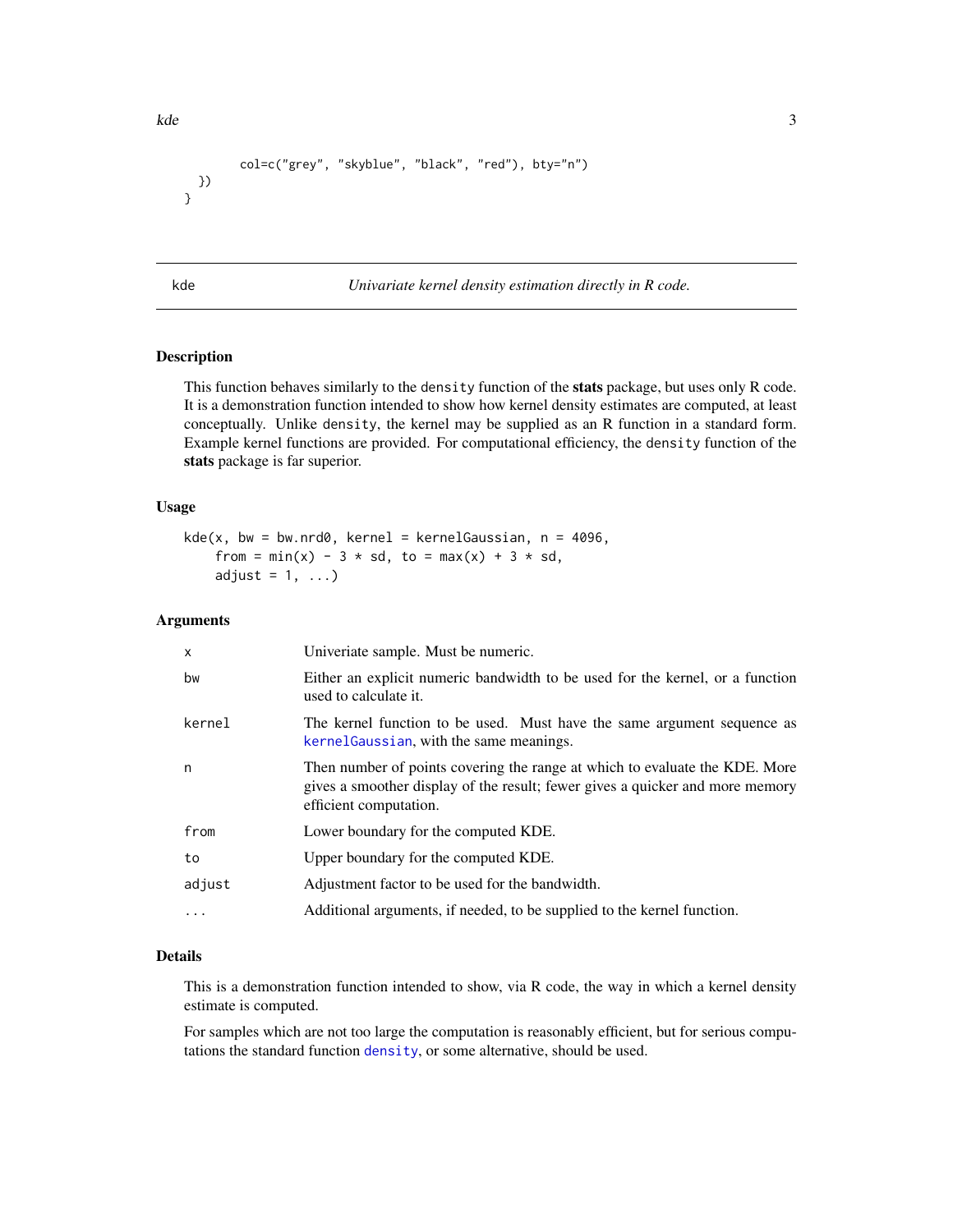```
        col=c("grey", "skyblue", "black", "red"), bty="n")
  })
}
```

## kde — *Univariate kernel density estimation directly in R code.*

### Description

This function behaves similarly to the `density` function of the **stats** package, but uses only R code. It is a demonstration function intended to show how kernel density estimates are computed, at least conceptually. Unlike `density`, the kernel may be supplied as an R function in a standard form. Example kernel functions are provided. For computational efficiency, the `density` function of the **stats** package is far superior.

### Usage

```
kde(x, bw = bw.nrd0, kernel = kernelGaussian, n = 4096,
    from = min(x) - 3 * sd, to = max(x) + 3 * sd,
    adjust = 1, ...)
```

### Arguments

| | |
|---|---|
| `x` | Univeriate sample. Must be numeric. |
| `bw` | Either an explicit numeric bandwidth to be used for the kernel, or a function used to calculate it. |
| `kernel` | The kernel function to be used. Must have the same argument sequence as `kernelGaussian`, with the same meanings. |
| `n` | Then number of points covering the range at which to evaluate the KDE. More gives a smoother display of the result; fewer gives a quicker and more memory efficient computation. |
| `from` | Lower boundary for the computed KDE. |
| `to` | Upper boundary for the computed KDE. |
| `adjust` | Adjustment factor to be used for the bandwidth. |
| `...` | Additional arguments, if needed, to be supplied to the kernel function. |

### Details

This is a demonstration function intended to show, via R code, the way in which a kernel density estimate is computed.

For samples which are not too large the computation is reasonably efficient, but for serious computations the standard function `density`, or some alternative, should be used.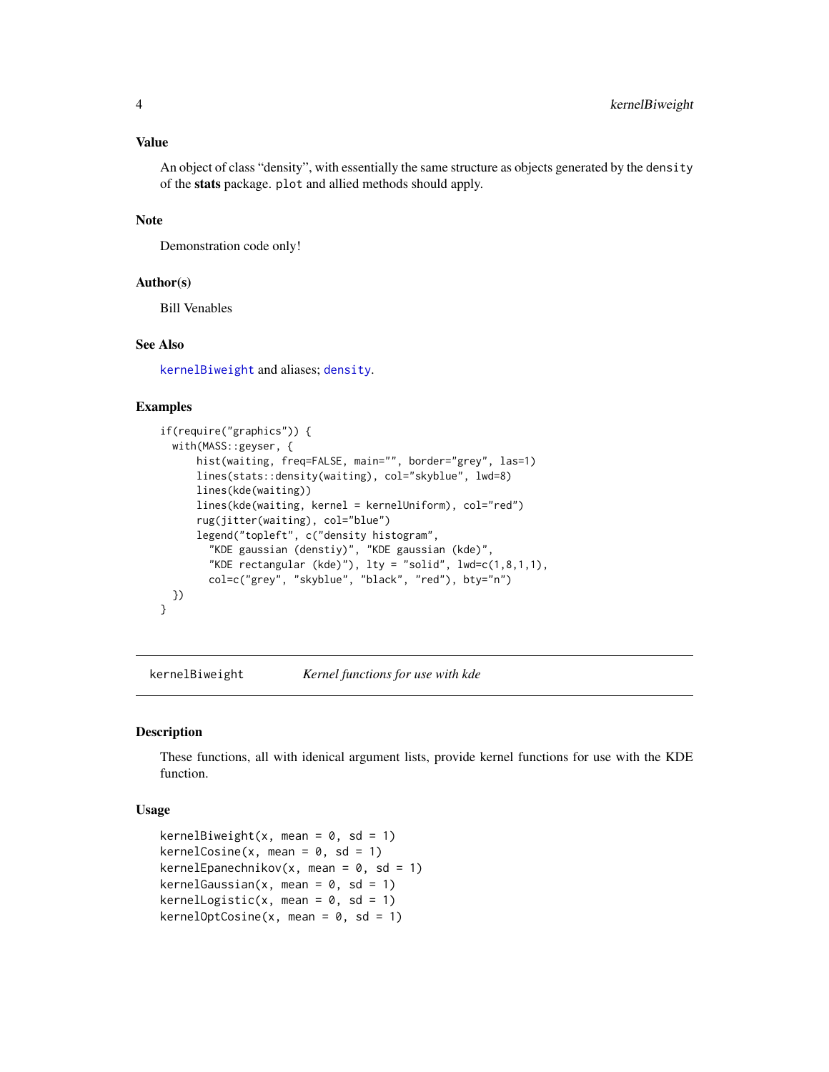### Value

An object of class "density", with essentially the same structure as objects generated by the `density` of the **stats** package. `plot` and allied methods should apply.

### Note

Demonstration code only!

### Author(s)

Bill Venables

### See Also

`kernelBiweight` and aliases; `density`.

### Examples

```
if(require("graphics")) {
  with(MASS::geyser, {
      hist(waiting, freq=FALSE, main="", border="grey", las=1)
      lines(stats::density(waiting), col="skyblue", lwd=8)
      lines(kde(waiting))
      lines(kde(waiting, kernel = kernelUniform), col="red")
      rug(jitter(waiting), col="blue")
      legend("topleft", c("density histogram",
        "KDE gaussian (denstiy)", "KDE gaussian (kde)",
        "KDE rectangular (kde)"), lty = "solid", lwd=c(1,8,1,1),
        col=c("grey", "skyblue", "black", "red"), bty="n")
  })
}
```

---

## kernelBiweight *Kernel functions for use with kde*

### Description

These functions, all with idenical argument lists, provide kernel functions for use with the KDE function.

### Usage

```
kernelBiweight(x, mean = 0, sd = 1)
kernelCosine(x, mean = 0, sd = 1)
kernelEpanechnikov(x, mean = 0, sd = 1)
kernelGaussian(x, mean = 0, sd = 1)
kernelLogistic(x, mean = 0, sd = 1)
kernelOptCosine(x, mean = 0, sd = 1)
```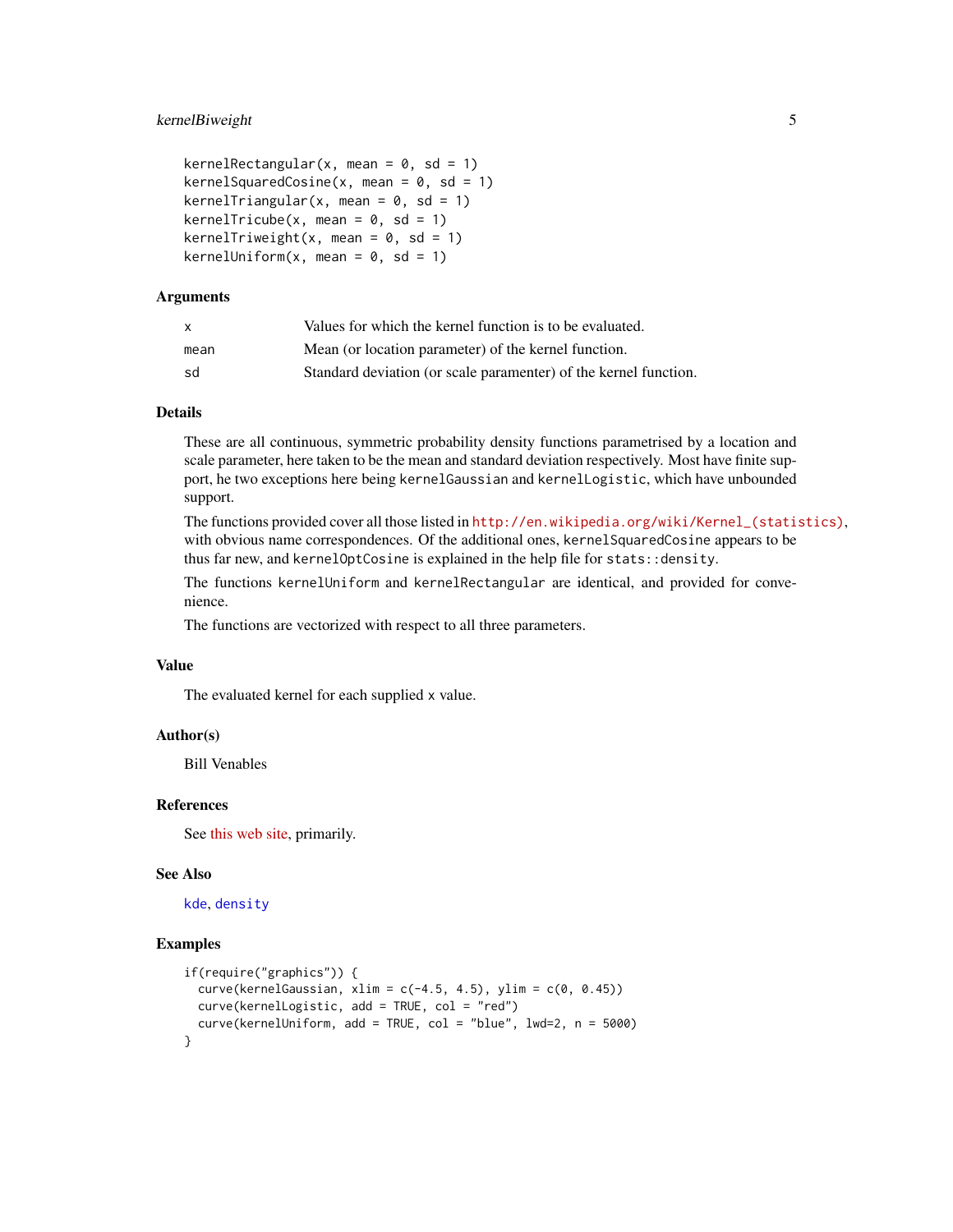```
kernelRectangular(x, mean = 0, sd = 1)
kernelSquaredCosine(x, mean = 0, sd = 1)
kernelTriangular(x, mean = 0, sd = 1)
kernelTricube(x, mean = 0, sd = 1)
kernelTriweight(x, mean = 0, sd = 1)
kernelUniform(x, mean = 0, sd = 1)
```

### Arguments

| | |
|---|---|
| `x` | Values for which the kernel function is to be evaluated. |
| `mean` | Mean (or location parameter) of the kernel function. |
| `sd` | Standard deviation (or scale paramenter) of the kernel function. |

### Details

These are all continuous, symmetric probability density functions parametrised by a location and scale parameter, here taken to be the mean and standard deviation respectively. Most have finite support, he two exceptions here being `kernelGaussian` and `kernelLogistic`, which have unbounded support.

The functions provided cover all those listed in http://en.wikipedia.org/wiki/Kernel_(statistics), with obvious name correspondences. Of the additional ones, `kernelSquaredCosine` appears to be thus far new, and `kernelOptCosine` is explained in the help file for `stats::density`.

The functions `kernelUniform` and `kernelRectangular` are identical, and provided for convenience.

The functions are vectorized with respect to all three parameters.

### Value

The evaluated kernel for each supplied `x` value.

### Author(s)

Bill Venables

### References

See this web site, primarily.

### See Also

`kde`, `density`

### Examples

```
if(require("graphics")) {
  curve(kernelGaussian, xlim = c(-4.5, 4.5), ylim = c(0, 0.45))
  curve(kernelLogistic, add = TRUE, col = "red")
  curve(kernelUniform, add = TRUE, col = "blue", lwd=2, n = 5000)
}
```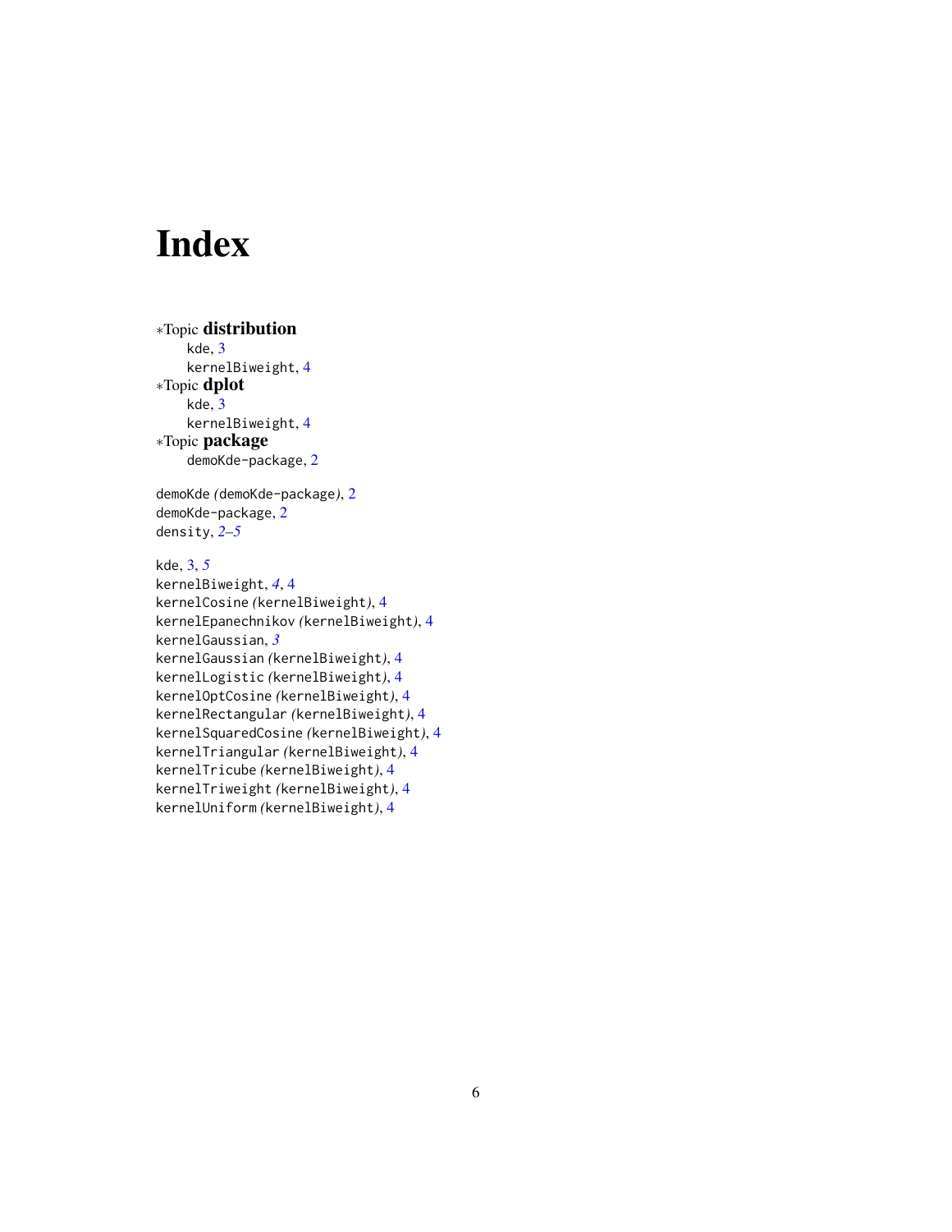# Index

*Topic **distribution**
  kde, 3
  kernelBiweight, 4
*Topic **dplot**
  kde, 3
  kernelBiweight, 4
*Topic **package**
  demoKde-package, 2

demoKde *(*demoKde-package*)*, 2
demoKde-package, 2
density, *2–5*

kde, 3, *5*
kernelBiweight, *4*, 4
kernelCosine *(*kernelBiweight*)*, 4
kernelEpanechnikov *(*kernelBiweight*)*, 4
kernelGaussian, *3*
kernelGaussian *(*kernelBiweight*)*, 4
kernelLogistic *(*kernelBiweight*)*, 4
kernelOptCosine *(*kernelBiweight*)*, 4
kernelRectangular *(*kernelBiweight*)*, 4
kernelSquaredCosine *(*kernelBiweight*)*, 4
kernelTriangular *(*kernelBiweight*)*, 4
kernelTricube *(*kernelBiweight*)*, 4
kernelTriweight *(*kernelBiweight*)*, 4
kernelUniform *(*kernelBiweight*)*, 4